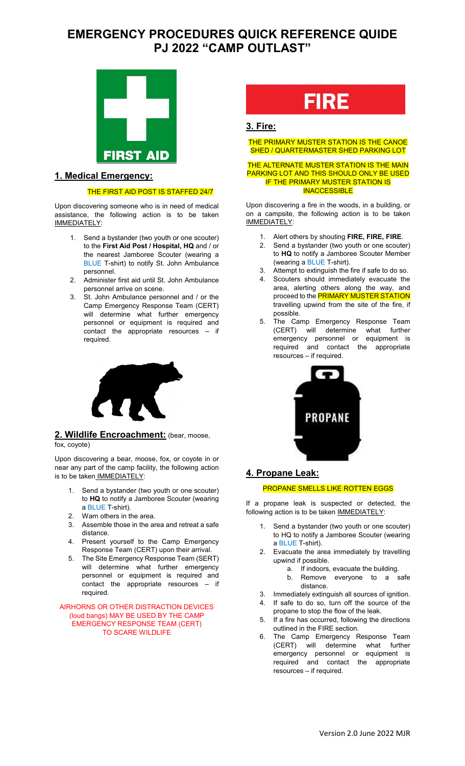# EMERGENCY PROCEDURES QUICK REFERENCE QUIDE
# PJ 2022 "CAMP OUTLAST"

FIRST AID

## 1. Medical Emergency:

THE FIRST AID POST IS STAFFED 24/7

Upon discovering someone who is in need of medical assistance, the following action is to be taken IMMEDIATELY:

1. Send a bystander (two youth or one scouter) to the **First Aid Post / Hospital, HQ** and / or the nearest Jamboree Scouter (wearing a BLUE T-shirt) to notify St. John Ambulance personnel.
2. Administer first aid until St. John Ambulance personnel arrive on scene.
3. St. John Ambulance personnel and / or the Camp Emergency Response Team (CERT) will determine what further emergency personnel or equipment is required and contact the appropriate resources – if required.

## 2. Wildlife Encroachment: (bear, moose, fox, coyote)

Upon discovering a bear, moose, fox, or coyote in or near any part of the camp facility, the following action is to be taken IMMEDIATELY:

1. Send a bystander (two youth or one scouter) to **HQ** to notify a Jamboree Scouter (wearing a BLUE T-shirt).
2. Warn others in the area.
3. Assemble those in the area and retreat a safe distance.
4. Present yourself to the Camp Emergency Response Team (CERT) upon their arrival.
5. The Site Emergency Response Team (SERT) will determine what further emergency personnel or equipment is required and contact the appropriate resources – if required.

AIRHORNS OR OTHER DISTRACTION DEVICES (loud bangs) MAY BE USED BY THE CAMP EMERGENCY RESPONSE TEAM (CERT) TO SCARE WILDLIFE

FIRE

## 3. Fire:

THE PRIMARY MUSTER STATION IS THE CANOE SHED / QUARTERMASTER SHED PARKING LOT

THE ALTERNATE MUSTER STATION IS THE MAIN PARKING LOT AND THIS SHOULD ONLY BE USED IF THE PRIMARY MUSTER STATION IS INACCESSIBLE

Upon discovering a fire in the woods, in a building, or on a campsite, the following action is to be taken IMMEDIATELY:

1. Alert others by shouting **FIRE, FIRE, FIRE**.
2. Send a bystander (two youth or one scouter) to **HQ** to notify a Jamboree Scouter Member (wearing a BLUE T-shirt).
3. Attempt to extinguish the fire if safe to do so.
4. Scouters should immediately evacuate the area, alerting others along the way, and proceed to the PRIMARY MUSTER STATION travelling upwind from the site of the fire, if possible.
5. The Camp Emergency Response Team (CERT) will determine what further emergency personnel or equipment is required and contact the appropriate resources – if required.

PROPANE

## 4. Propane Leak:

PROPANE SMELLS LIKE ROTTEN EGGS

If a propane leak is suspected or detected, the following action is to be taken IMMEDIATELY:

1. Send a bystander (two youth or one scouter) to HQ to notify a Jamboree Scouter (wearing a BLUE T-shirt).
2. Evacuate the area immediately by travelling upwind if possible.
   a. If indoors, evacuate the building.
   b. Remove everyone to a safe distance.
3. Immediately extinguish all sources of ignition.
4. If safe to do so, turn off the source of the propane to stop the flow of the leak.
5. If a fire has occurred, following the directions outlined in the FIRE section.
6. The Camp Emergency Response Team (CERT) will determine what further emergency personnel or equipment is required and contact the appropriate resources – if required.

Version 2.0 June 2022 MJR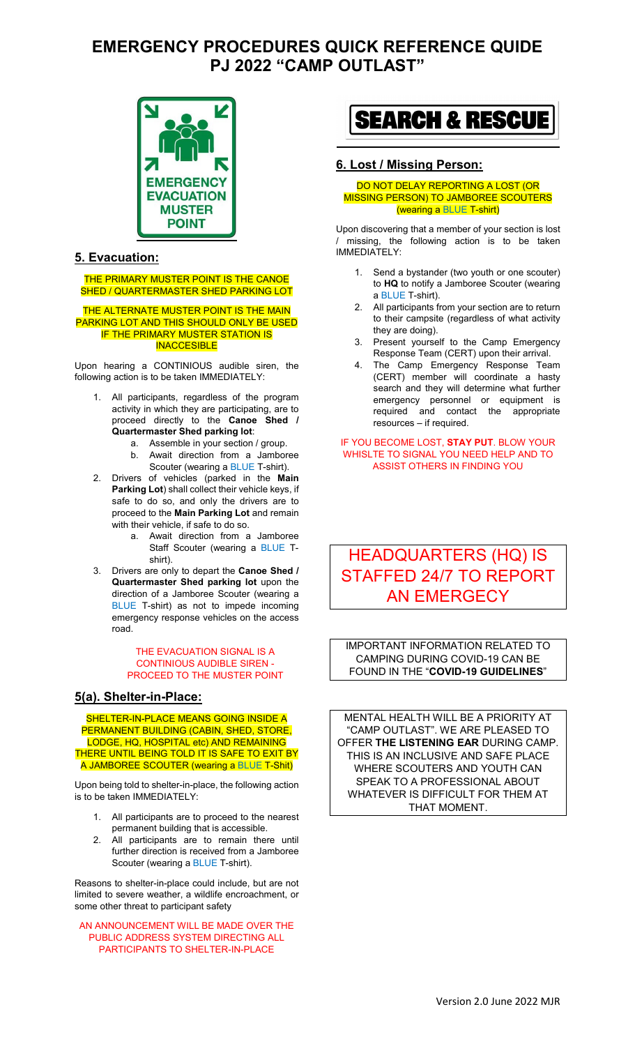# EMERGENCY PROCEDURES QUICK REFERENCE QUIDE PJ 2022 "CAMP OUTLAST"

EMERGENCY EVACUATION MUSTER POINT

## 5. Evacuation:

THE PRIMARY MUSTER POINT IS THE CANOE SHED / QUARTERMASTER SHED PARKING LOT

THE ALTERNATE MUSTER POINT IS THE MAIN PARKING LOT AND THIS SHOULD ONLY BE USED IF THE PRIMARY MUSTER STATION IS INACCESSIBLE

Upon hearing a CONTINIOUS audible siren, the following action is to be taken IMMEDIATELY:

1. All participants, regardless of the program activity in which they are participating, are to proceed directly to the **Canoe Shed / Quartermaster Shed parking lot**:
   a. Assemble in your section / group.
   b. Await direction from a Jamboree Scouter (wearing a BLUE T-shirt).
2. Drivers of vehicles (parked in the **Main Parking Lot**) shall collect their vehicle keys, if safe to do so, and only the drivers are to proceed to the **Main Parking Lot** and remain with their vehicle, if safe to do so.
   a. Await direction from a Jamboree Staff Scouter (wearing a BLUE T-shirt).
3. Drivers are only to depart the **Canoe Shed / Quartermaster Shed parking lot** upon the direction of a Jamboree Scouter (wearing a BLUE T-shirt) as not to impede incoming emergency response vehicles on the access road.

THE EVACUATION SIGNAL IS A CONTINIOUS AUDIBLE SIREN - PROCEED TO THE MUSTER POINT

## 5(a). Shelter-in-Place:

SHELTER-IN-PLACE MEANS GOING INSIDE A PERMANENT BUILDING (CABIN, SHED, STORE, LODGE, HQ, HOSPITAL etc) AND REMAINING THERE UNTIL BEING TOLD IT IS SAFE TO EXIT BY A JAMBOREE SCOUTER (wearing a BLUE T-Shit)

Upon being told to shelter-in-place, the following action is to be taken IMMEDIATELY:

1. All participants are to proceed to the nearest permanent building that is accessible.
2. All participants are to remain there until further direction is received from a Jamboree Scouter (wearing a BLUE T-shirt).

Reasons to shelter-in-place could include, but are not limited to severe weather, a wildlife encroachment, or some other threat to participant safety

AN ANNOUNCEMENT WILL BE MADE OVER THE PUBLIC ADDRESS SYSTEM DIRECTING ALL PARTICIPANTS TO SHELTER-IN-PLACE

# SEARCH & RESCUE

## 6. Lost / Missing Person:

DO NOT DELAY REPORTING A LOST (OR MISSING PERSON) TO JAMBOREE SCOUTERS (wearing a BLUE T-shirt)

Upon discovering that a member of your section is lost / missing, the following action is to be taken IMMEDIATELY:

1. Send a bystander (two youth or one scouter) to **HQ** to notify a Jamboree Scouter (wearing a BLUE T-shirt).
2. All participants from your section are to return to their campsite (regardless of what activity they are doing).
3. Present yourself to the Camp Emergency Response Team (CERT) upon their arrival.
4. The Camp Emergency Response Team (CERT) member will coordinate a hasty search and they will determine what further emergency personnel or equipment is required and contact the appropriate resources – if required.

IF YOU BECOME LOST, **STAY PUT**. BLOW YOUR WHISLTE TO SIGNAL YOU NEED HELP AND TO ASSIST OTHERS IN FINDING YOU

HEADQUARTERS (HQ) IS STAFFED 24/7 TO REPORT AN EMERGECY

IMPORTANT INFORMATION RELATED TO CAMPING DURING COVID-19 CAN BE FOUND IN THE "**COVID-19 GUIDELINES**"

MENTAL HEALTH WILL BE A PRIORITY AT "CAMP OUTLAST". WE ARE PLEASED TO OFFER **THE LISTENING EAR** DURING CAMP. THIS IS AN INCLUSIVE AND SAFE PLACE WHERE SCOUTERS AND YOUTH CAN SPEAK TO A PROFESSIONAL ABOUT WHATEVER IS DIFFICULT FOR THEM AT THAT MOMENT.

Version 2.0 June 2022 MJR